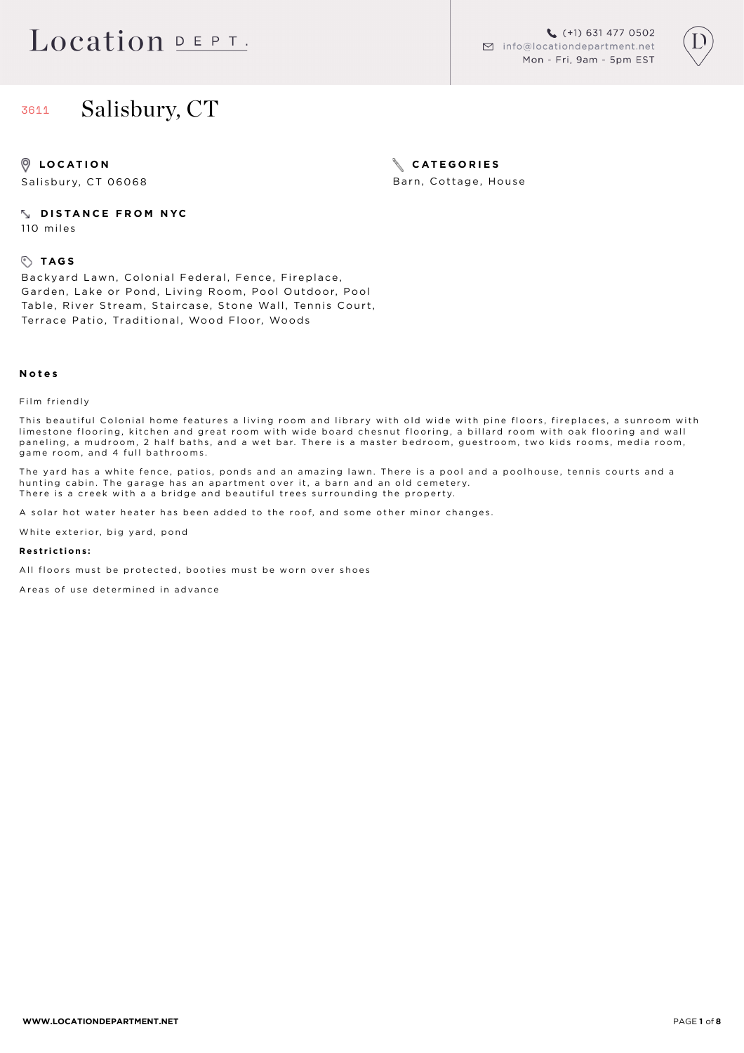Location DEPT.

(+1) 631 477 0502
info@locationdepartment.net
Mon - Fri, 9am - 5pm EST

# 3611 Salisbury, CT

**LOCATION**

Salisbury, CT 06068

**CATEGORIES**

Barn, Cottage, House

**DISTANCE FROM NYC**

110 miles

**TAGS**

Backyard Lawn, Colonial Federal, Fence, Fireplace, Garden, Lake or Pond, Living Room, Pool Outdoor, Pool Table, River Stream, Staircase, Stone Wall, Tennis Court, Terrace Patio, Traditional, Wood Floor, Woods

**Notes**

Film friendly

This beautiful Colonial home features a living room and library with old wide with pine floors, fireplaces, a sunroom with limestone flooring, kitchen and great room with wide board chesnut flooring, a billard room with oak flooring and wall paneling, a mudroom, 2 half baths, and a wet bar. There is a master bedroom, guestroom, two kids rooms, media room, game room, and 4 full bathrooms.

The yard has a white fence, patios, ponds and an amazing lawn. There is a pool and a poolhouse, tennis courts and a hunting cabin. The garage has an apartment over it, a barn and an old cemetery.
There is a creek with a a bridge and beautiful trees surrounding the property.

A solar hot water heater has been added to the roof, and some other minor changes.

White exterior, big yard, pond

**Restrictions:**

All floors must be protected, booties must be worn over shoes

Areas of use determined in advance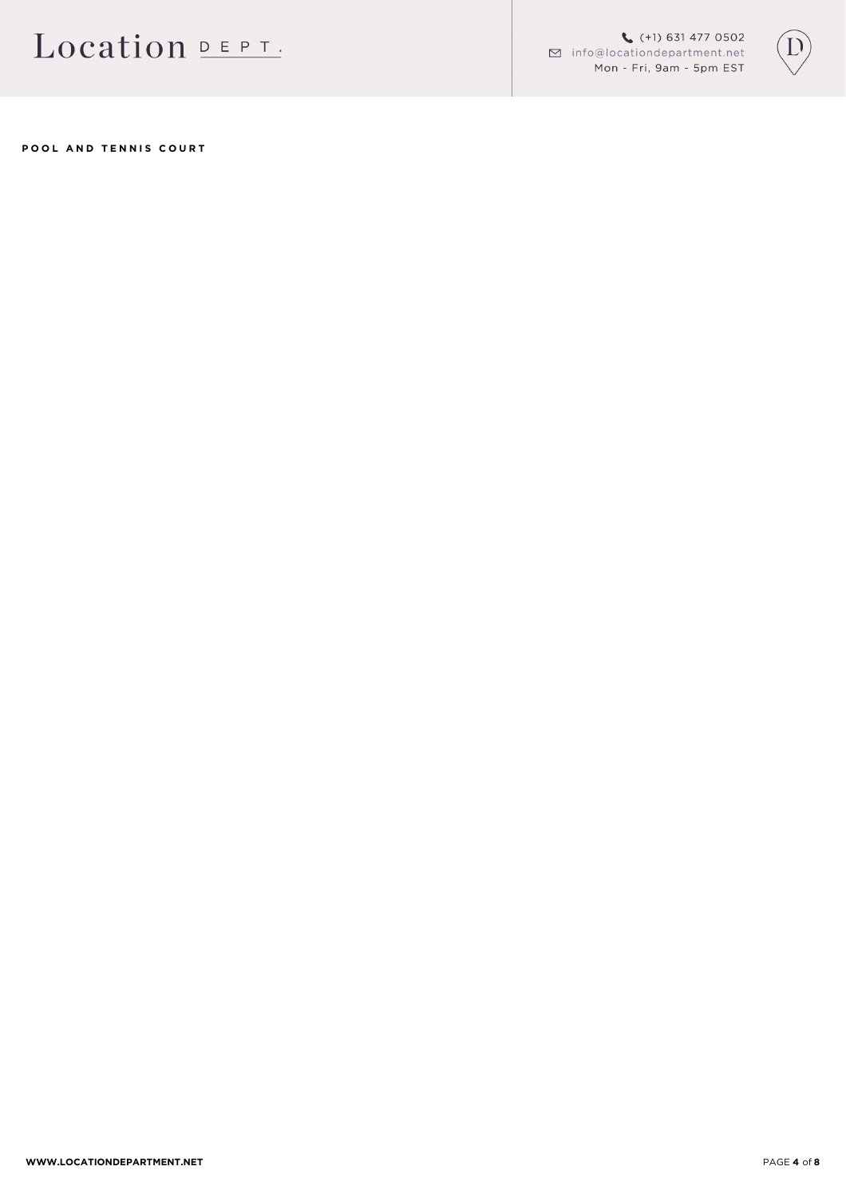**POOL AND TENNIS COURT**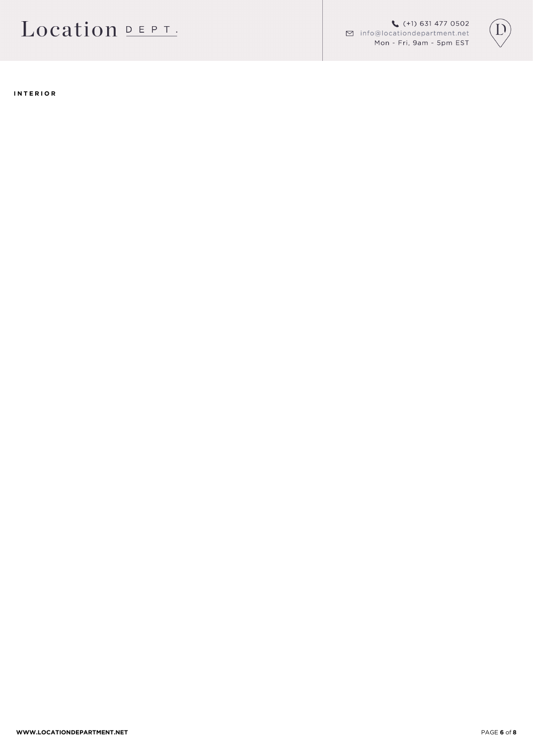**INTERIOR**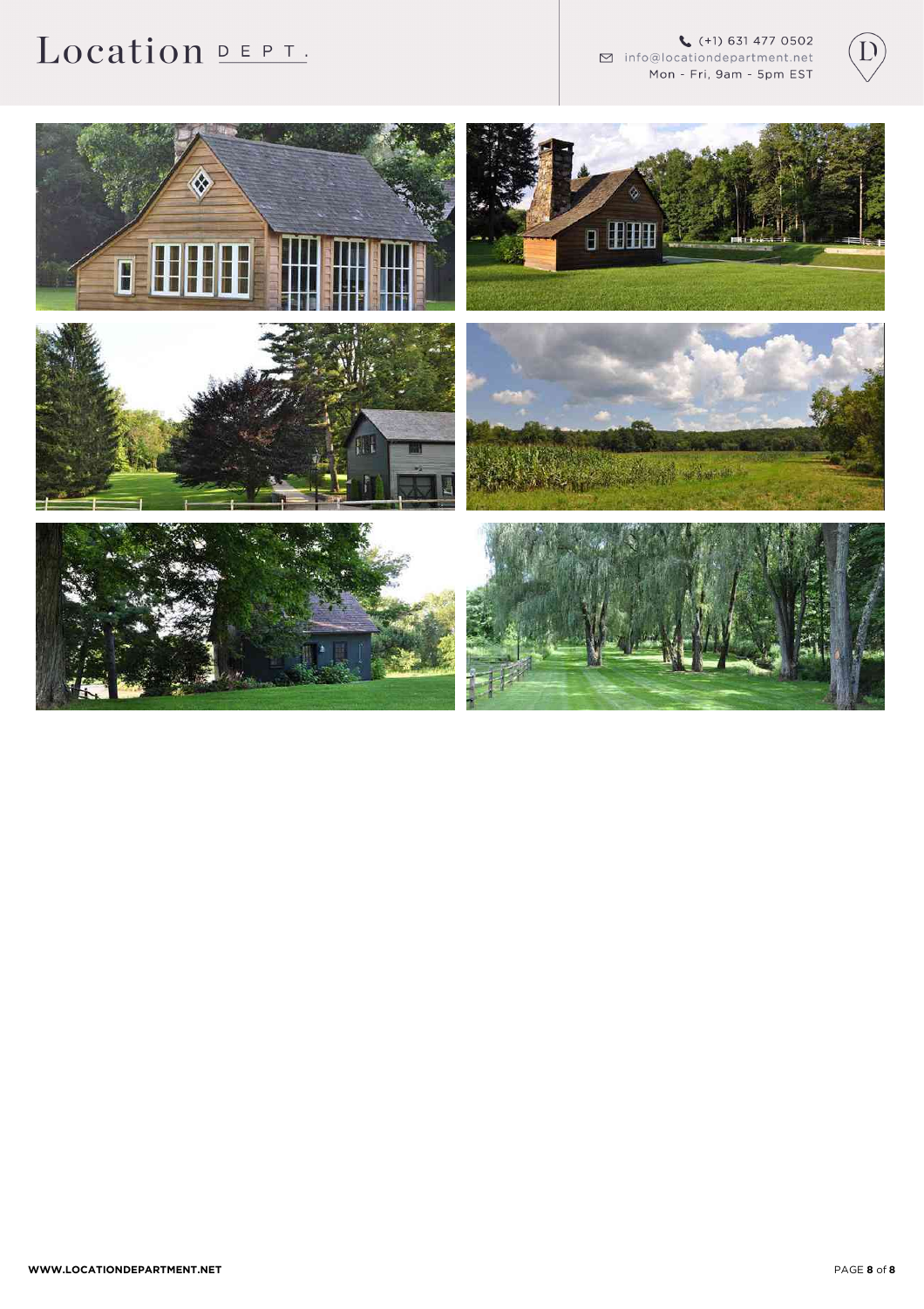# Location DEPT.

(+1) 631 477 0502
info@locationdepartment.net
Mon - Fri, 9am - 5pm EST

WWW.LOCATIONDEPARTMENT.NET